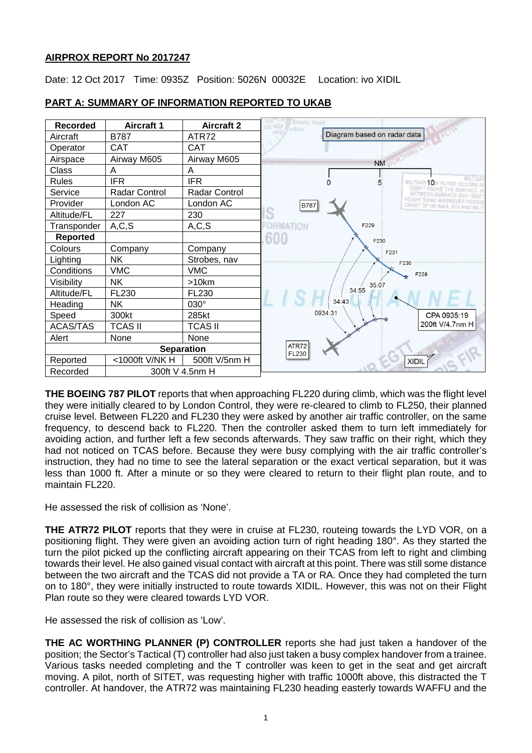**AIRPROX REPORT No 2017247**

Date: 12 Oct 2017 Time: 0935Z Position: 5026N 00032E Location: ivo XIDIL

**PART A: SUMMARY OF INFORMATION REPORTED TO UKAB**

| Recorded | Aircraft 1 | Aircraft 2 |
|---|---|---|
| Aircraft | B787 | ATR72 |
| Operator | CAT | CAT |
| Airspace | Airway M605 | Airway M605 |
| Class | A | A |
| Rules | IFR | IFR |
| Service | Radar Control | Radar Control |
| Provider | London AC | London AC |
| Altitude/FL | 227 | 230 |
| Transponder | A,C,S | A,C,S |
| **Reported** | | |
| Colours | Company | Company |
| Lighting | NK | Strobes, nav |
| Conditions | VMC | VMC |
| Visibility | NK | >10km |
| Altitude/FL | FL230 | FL230 |
| Heading | NK | 030° |
| Speed | 300kt | 285kt |
| ACAS/TAS | TCAS II | TCAS II |
| Alert | None | None |
| **Separation** | | |
| Reported | <1000ft V/NK H | 500ft V/5nm H |
| Recorded | 300ft V 4.5nm H | |

**THE BOEING 787 PILOT** reports that when approaching FL220 during climb, which was the flight level they were initially cleared to by London Control, they were re-cleared to climb to FL250, their planned cruise level. Between FL220 and FL230 they were asked by another air traffic controller, on the same frequency, to descend back to FL220. Then the controller asked them to turn left immediately for avoiding action, and further left a few seconds afterwards. They saw traffic on their right, which they had not noticed on TCAS before. Because they were busy complying with the air traffic controller's instruction, they had no time to see the lateral separation or the exact vertical separation, but it was less than 1000 ft. After a minute or so they were cleared to return to their flight plan route, and to maintain FL220.

He assessed the risk of collision as 'None'.

**THE ATR72 PILOT** reports that they were in cruise at FL230, routeing towards the LYD VOR, on a positioning flight. They were given an avoiding action turn of right heading 180°. As they started the turn the pilot picked up the conflicting aircraft appearing on their TCAS from left to right and climbing towards their level. He also gained visual contact with aircraft at this point. There was still some distance between the two aircraft and the TCAS did not provide a TA or RA. Once they had completed the turn on to 180°, they were initially instructed to route towards XIDIL. However, this was not on their Flight Plan route so they were cleared towards LYD VOR.

He assessed the risk of collision as 'Low'.

**THE AC WORTHING PLANNER (P) CONTROLLER** reports she had just taken a handover of the position; the Sector's Tactical (T) controller had also just taken a busy complex handover from a trainee. Various tasks needed completing and the T controller was keen to get in the seat and get aircraft moving. A pilot, north of SITET, was requesting higher with traffic 1000ft above, this distracted the T controller. At handover, the ATR72 was maintaining FL230 heading easterly towards WAFFU and the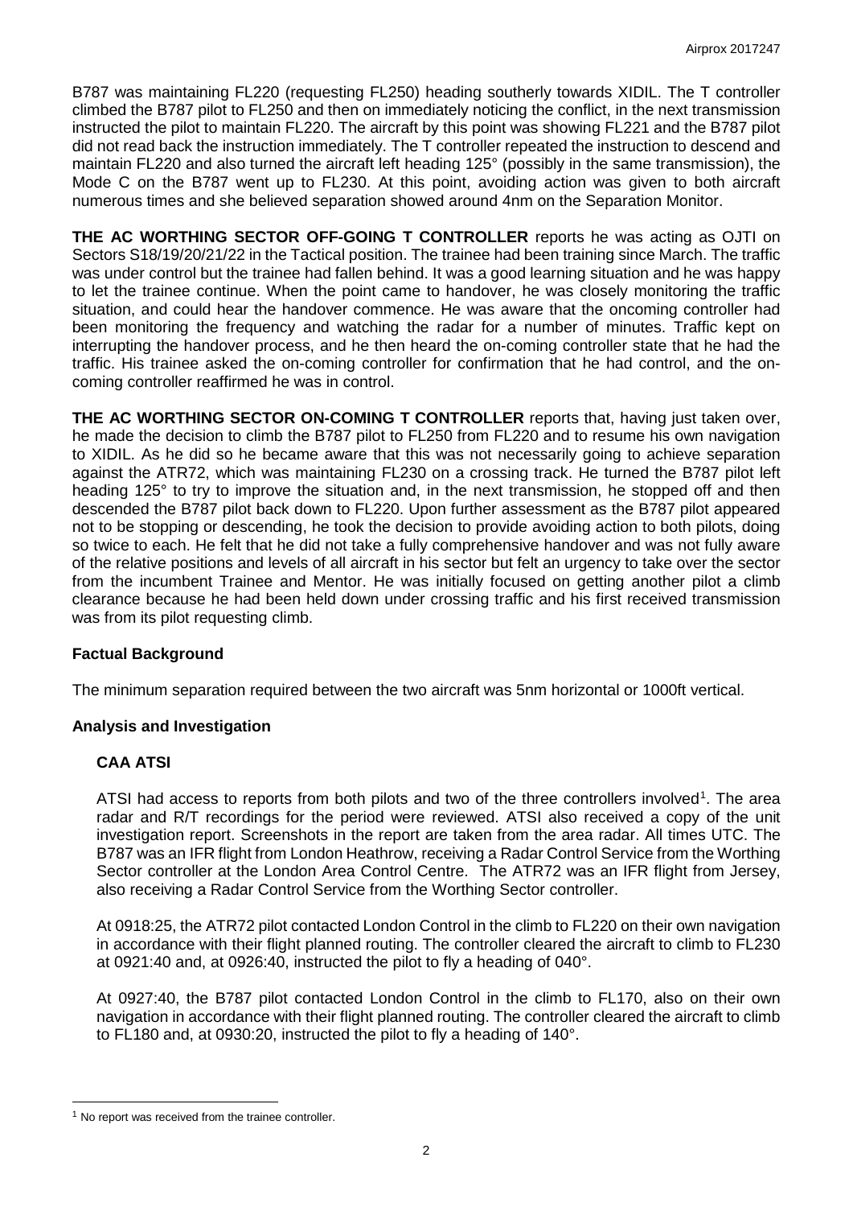B787 was maintaining FL220 (requesting FL250) heading southerly towards XIDIL. The T controller climbed the B787 pilot to FL250 and then on immediately noticing the conflict, in the next transmission instructed the pilot to maintain FL220. The aircraft by this point was showing FL221 and the B787 pilot did not read back the instruction immediately. The T controller repeated the instruction to descend and maintain FL220 and also turned the aircraft left heading 125° (possibly in the same transmission), the Mode C on the B787 went up to FL230. At this point, avoiding action was given to both aircraft numerous times and she believed separation showed around 4nm on the Separation Monitor.

**THE AC WORTHING SECTOR OFF-GOING T CONTROLLER** reports he was acting as OJTI on Sectors S18/19/20/21/22 in the Tactical position. The trainee had been training since March. The traffic was under control but the trainee had fallen behind. It was a good learning situation and he was happy to let the trainee continue. When the point came to handover, he was closely monitoring the traffic situation, and could hear the handover commence. He was aware that the oncoming controller had been monitoring the frequency and watching the radar for a number of minutes. Traffic kept on interrupting the handover process, and he then heard the on-coming controller state that he had the traffic. His trainee asked the on-coming controller for confirmation that he had control, and the on-coming controller reaffirmed he was in control.

**THE AC WORTHING SECTOR ON-COMING T CONTROLLER** reports that, having just taken over, he made the decision to climb the B787 pilot to FL250 from FL220 and to resume his own navigation to XIDIL. As he did so he became aware that this was not necessarily going to achieve separation against the ATR72, which was maintaining FL230 on a crossing track. He turned the B787 pilot left heading 125° to try to improve the situation and, in the next transmission, he stopped off and then descended the B787 pilot back down to FL220. Upon further assessment as the B787 pilot appeared not to be stopping or descending, he took the decision to provide avoiding action to both pilots, doing so twice to each. He felt that he did not take a fully comprehensive handover and was not fully aware of the relative positions and levels of all aircraft in his sector but felt an urgency to take over the sector from the incumbent Trainee and Mentor. He was initially focused on getting another pilot a climb clearance because he had been held down under crossing traffic and his first received transmission was from its pilot requesting climb.

## Factual Background

The minimum separation required between the two aircraft was 5nm horizontal or 1000ft vertical.

## Analysis and Investigation

### CAA ATSI

ATSI had access to reports from both pilots and two of the three controllers involved[1]. The area radar and R/T recordings for the period were reviewed. ATSI also received a copy of the unit investigation report. Screenshots in the report are taken from the area radar. All times UTC. The B787 was an IFR flight from London Heathrow, receiving a Radar Control Service from the Worthing Sector controller at the London Area Control Centre. The ATR72 was an IFR flight from Jersey, also receiving a Radar Control Service from the Worthing Sector controller.

At 0918:25, the ATR72 pilot contacted London Control in the climb to FL220 on their own navigation in accordance with their flight planned routing. The controller cleared the aircraft to climb to FL230 at 0921:40 and, at 0926:40, instructed the pilot to fly a heading of 040°.

At 0927:40, the B787 pilot contacted London Control in the climb to FL170, also on their own navigation in accordance with their flight planned routing. The controller cleared the aircraft to climb to FL180 and, at 0930:20, instructed the pilot to fly a heading of 140°.

[1] No report was received from the trainee controller.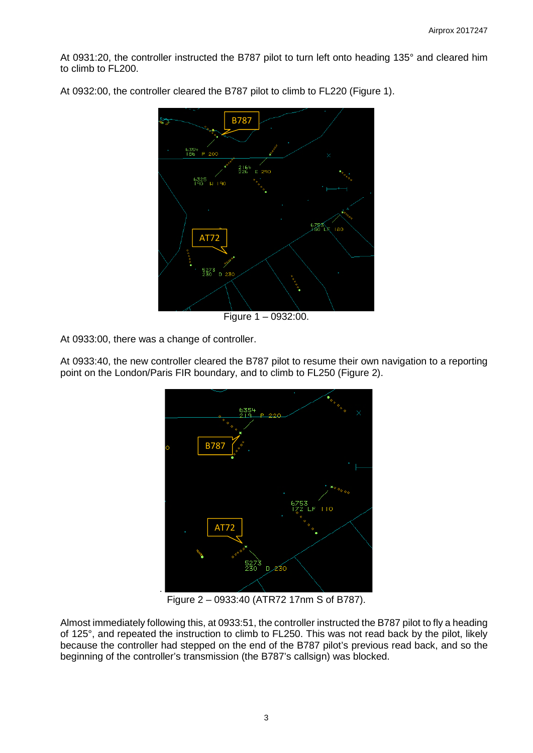At 0931:20, the controller instructed the B787 pilot to turn left onto heading 135° and cleared him to climb to FL200.

At 0932:00, the controller cleared the B787 pilot to climb to FL220 (Figure 1).

Figure 1 – 0932:00.

At 0933:00, there was a change of controller.

At 0933:40, the new controller cleared the B787 pilot to resume their own navigation to a reporting point on the London/Paris FIR boundary, and to climb to FL250 (Figure 2).

Figure 2 – 0933:40 (ATR72 17nm S of B787).

Almost immediately following this, at 0933:51, the controller instructed the B787 pilot to fly a heading of 125°, and repeated the instruction to climb to FL250. This was not read back by the pilot, likely because the controller had stepped on the end of the B787 pilot's previous read back, and so the beginning of the controller's transmission (the B787's callsign) was blocked.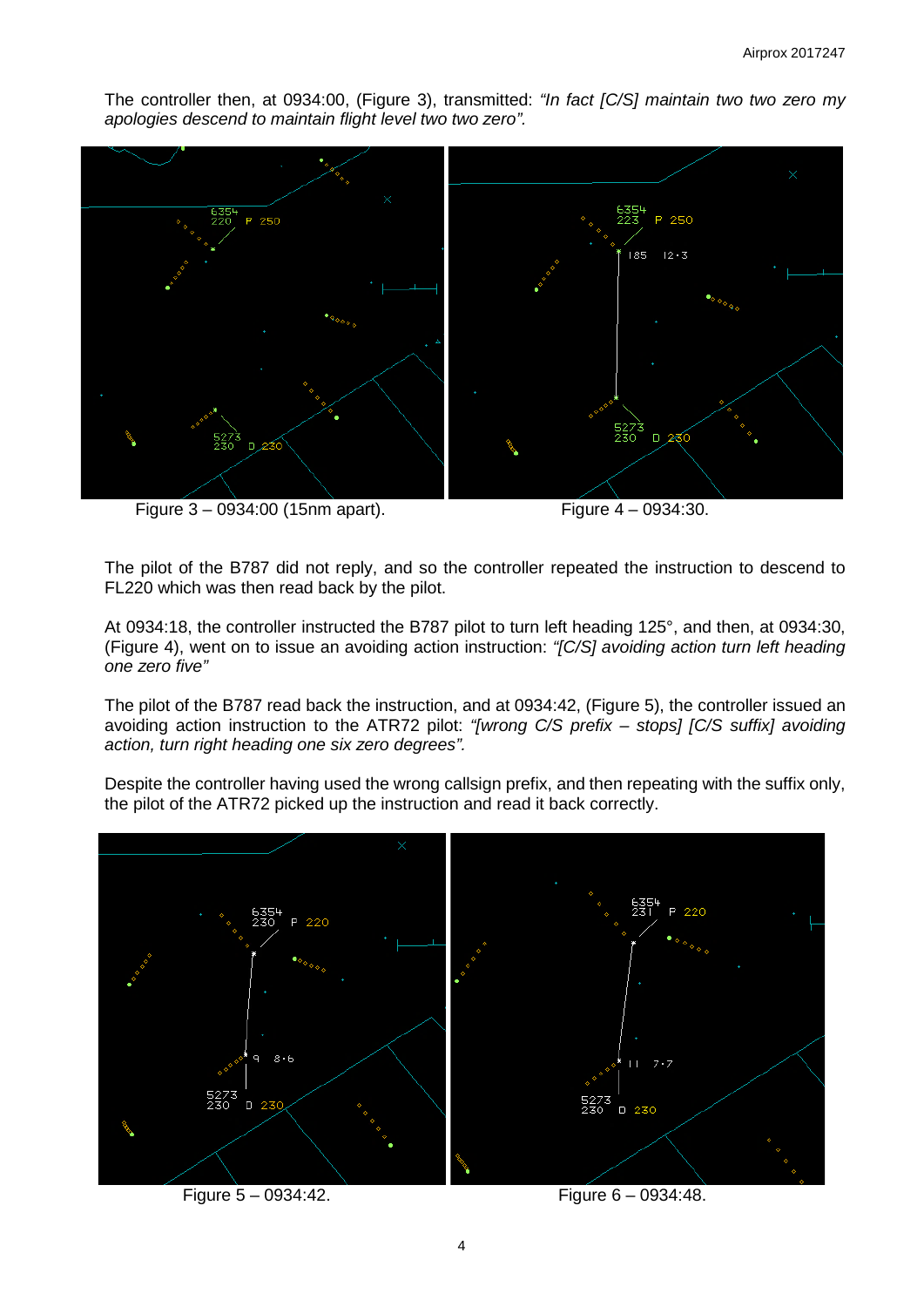The controller then, at 0934:00, (Figure 3), transmitted: *"In fact [C/S] maintain two two zero my apologies descend to maintain flight level two two zero".*

Figure 3 – 0934:00 (15nm apart).

Figure 4 – 0934:30.

The pilot of the B787 did not reply, and so the controller repeated the instruction to descend to FL220 which was then read back by the pilot.

At 0934:18, the controller instructed the B787 pilot to turn left heading 125°, and then, at 0934:30, (Figure 4), went on to issue an avoiding action instruction: *"[C/S] avoiding action turn left heading one zero five"*

The pilot of the B787 read back the instruction, and at 0934:42, (Figure 5), the controller issued an avoiding action instruction to the ATR72 pilot: *"[wrong C/S prefix – stops] [C/S suffix] avoiding action, turn right heading one six zero degrees".*

Despite the controller having used the wrong callsign prefix, and then repeating with the suffix only, the pilot of the ATR72 picked up the instruction and read it back correctly.

Figure 5 – 0934:42.

Figure 6 – 0934:48.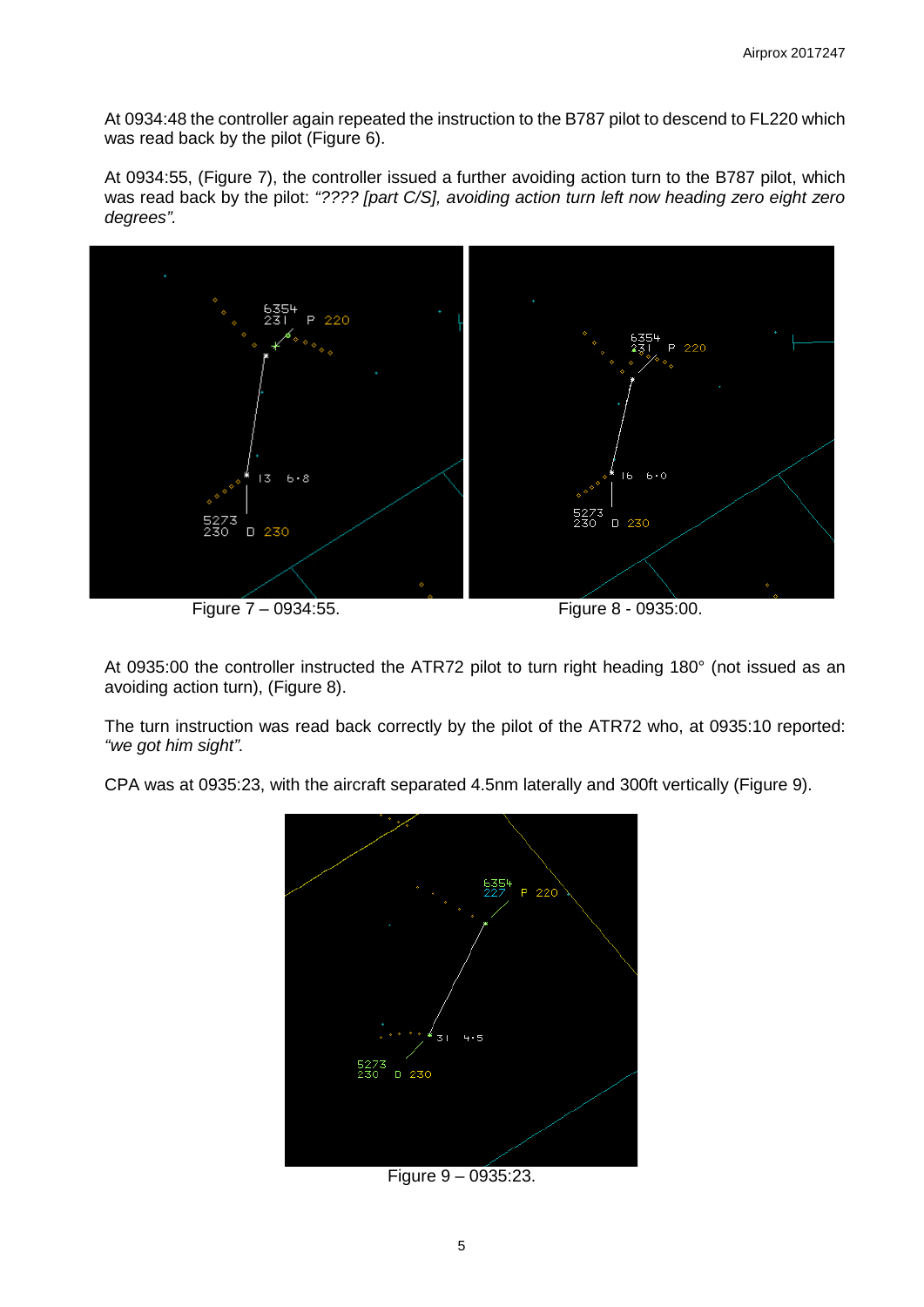At 0934:48 the controller again repeated the instruction to the B787 pilot to descend to FL220 which was read back by the pilot (Figure 6).

At 0934:55, (Figure 7), the controller issued a further avoiding action turn to the B787 pilot, which was read back by the pilot: *"???? [part C/S], avoiding action turn left now heading zero eight zero degrees".*

Figure 7 – 0934:55.

Figure 8 - 0935:00.

At 0935:00 the controller instructed the ATR72 pilot to turn right heading 180° (not issued as an avoiding action turn), (Figure 8).

The turn instruction was read back correctly by the pilot of the ATR72 who, at 0935:10 reported: *"we got him sight".*

CPA was at 0935:23, with the aircraft separated 4.5nm laterally and 300ft vertically (Figure 9).

Figure 9 – 0935:23.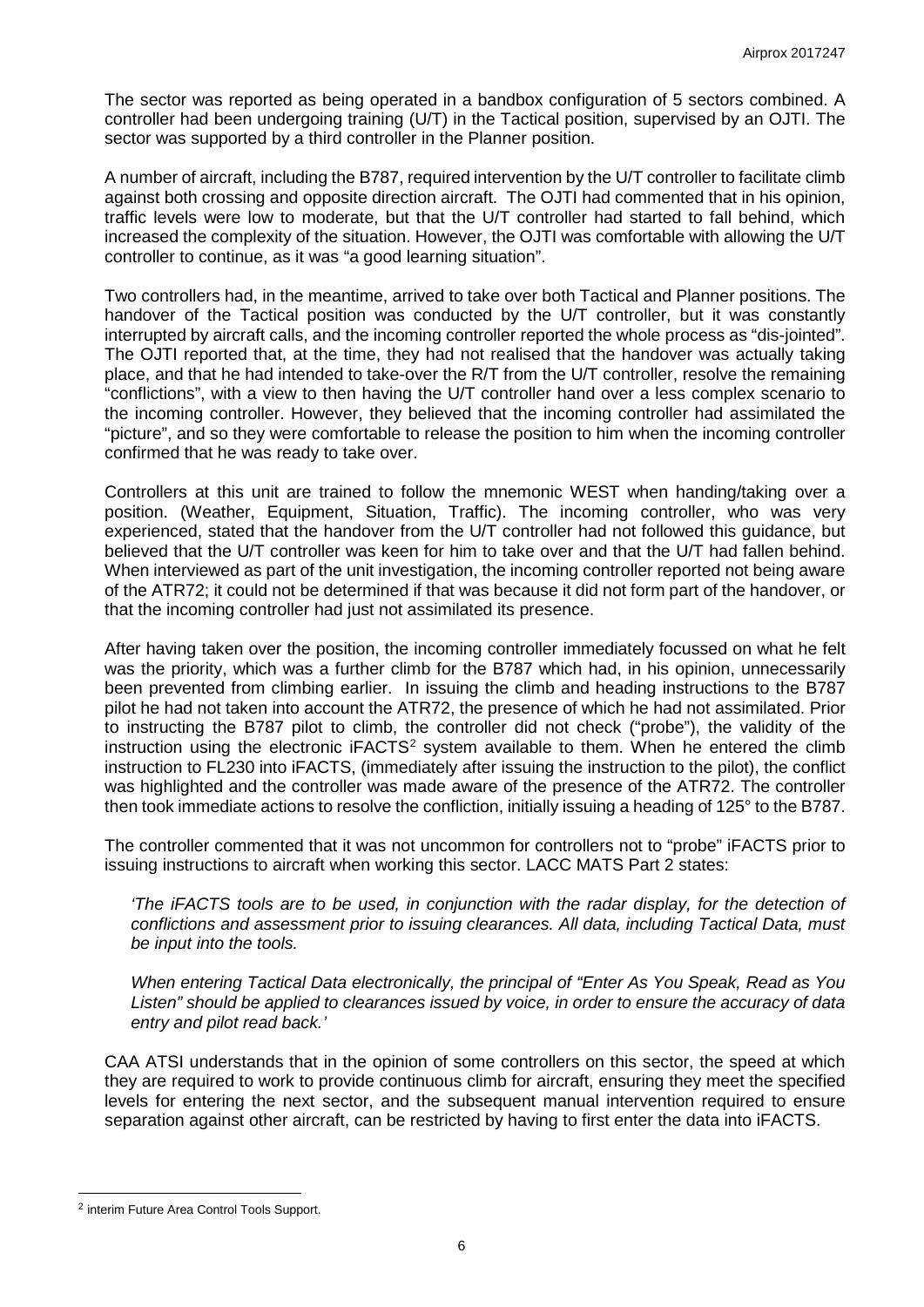The sector was reported as being operated in a bandbox configuration of 5 sectors combined. A controller had been undergoing training (U/T) in the Tactical position, supervised by an OJTI. The sector was supported by a third controller in the Planner position.

A number of aircraft, including the B787, required intervention by the U/T controller to facilitate climb against both crossing and opposite direction aircraft. The OJTI had commented that in his opinion, traffic levels were low to moderate, but that the U/T controller had started to fall behind, which increased the complexity of the situation. However, the OJTI was comfortable with allowing the U/T controller to continue, as it was "a good learning situation".

Two controllers had, in the meantime, arrived to take over both Tactical and Planner positions. The handover of the Tactical position was conducted by the U/T controller, but it was constantly interrupted by aircraft calls, and the incoming controller reported the whole process as "dis-jointed". The OJTI reported that, at the time, they had not realised that the handover was actually taking place, and that he had intended to take-over the R/T from the U/T controller, resolve the remaining "conflictions", with a view to then having the U/T controller hand over a less complex scenario to the incoming controller. However, they believed that the incoming controller had assimilated the "picture", and so they were comfortable to release the position to him when the incoming controller confirmed that he was ready to take over.

Controllers at this unit are trained to follow the mnemonic WEST when handing/taking over a position. (Weather, Equipment, Situation, Traffic). The incoming controller, who was very experienced, stated that the handover from the U/T controller had not followed this guidance, but believed that the U/T controller was keen for him to take over and that the U/T had fallen behind. When interviewed as part of the unit investigation, the incoming controller reported not being aware of the ATR72; it could not be determined if that was because it did not form part of the handover, or that the incoming controller had just not assimilated its presence.

After having taken over the position, the incoming controller immediately focussed on what he felt was the priority, which was a further climb for the B787 which had, in his opinion, unnecessarily been prevented from climbing earlier. In issuing the climb and heading instructions to the B787 pilot he had not taken into account the ATR72, the presence of which he had not assimilated. Prior to instructing the B787 pilot to climb, the controller did not check ("probe"), the validity of the instruction using the electronic iFACTS[2] system available to them. When he entered the climb instruction to FL230 into iFACTS, (immediately after issuing the instruction to the pilot), the conflict was highlighted and the controller was made aware of the presence of the ATR72. The controller then took immediate actions to resolve the confliction, initially issuing a heading of 125° to the B787.

The controller commented that it was not uncommon for controllers not to "probe" iFACTS prior to issuing instructions to aircraft when working this sector. LACC MATS Part 2 states:

> *'The iFACTS tools are to be used, in conjunction with the radar display, for the detection of conflictions and assessment prior to issuing clearances. All data, including Tactical Data, must be input into the tools.*
>
> *When entering Tactical Data electronically, the principal of "Enter As You Speak, Read as You Listen" should be applied to clearances issued by voice, in order to ensure the accuracy of data entry and pilot read back.'*

CAA ATSI understands that in the opinion of some controllers on this sector, the speed at which they are required to work to provide continuous climb for aircraft, ensuring they meet the specified levels for entering the next sector, and the subsequent manual intervention required to ensure separation against other aircraft, can be restricted by having to first enter the data into iFACTS.

---

[2] interim Future Area Control Tools Support.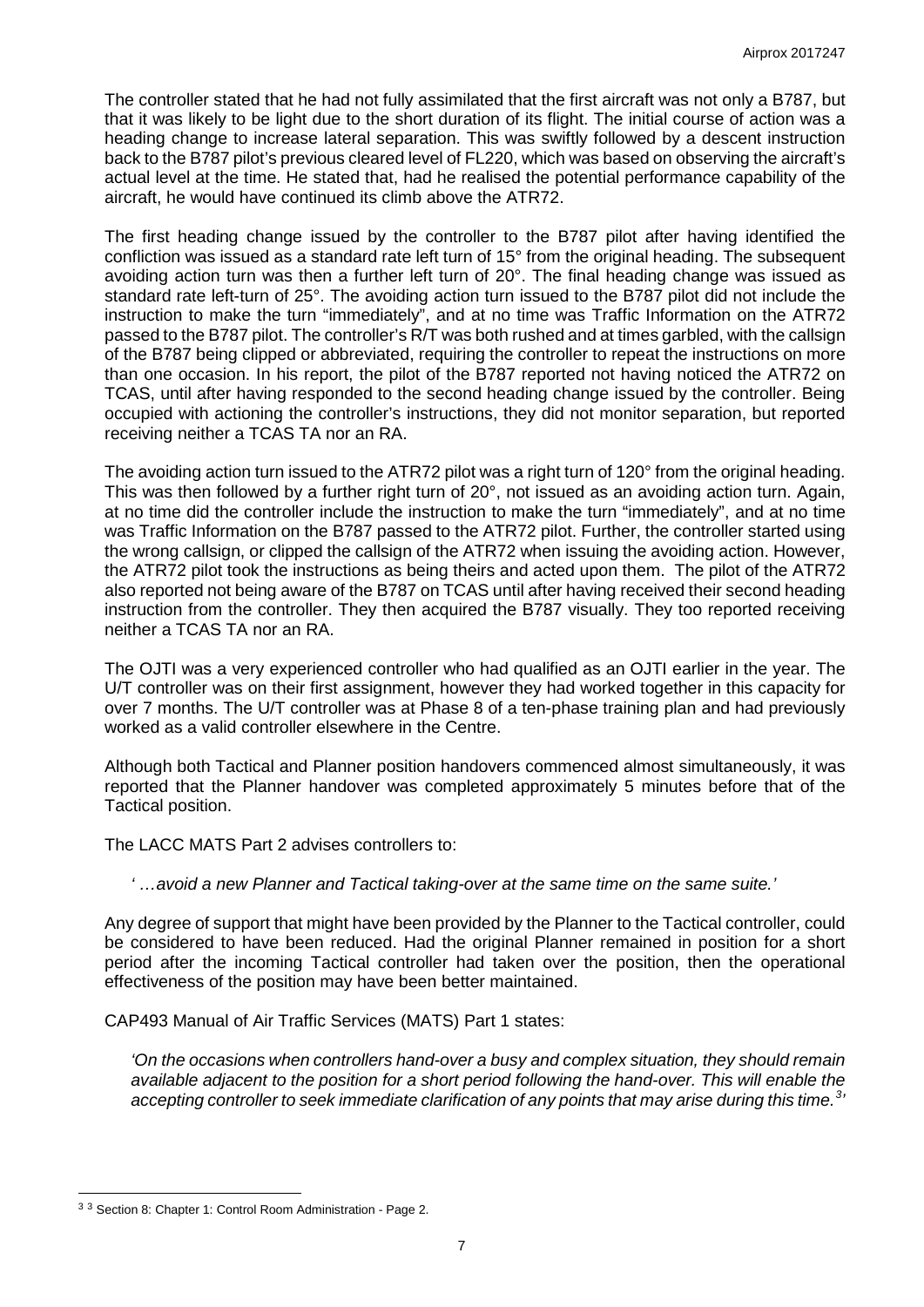The controller stated that he had not fully assimilated that the first aircraft was not only a B787, but that it was likely to be light due to the short duration of its flight. The initial course of action was a heading change to increase lateral separation. This was swiftly followed by a descent instruction back to the B787 pilot's previous cleared level of FL220, which was based on observing the aircraft's actual level at the time. He stated that, had he realised the potential performance capability of the aircraft, he would have continued its climb above the ATR72.

The first heading change issued by the controller to the B787 pilot after having identified the confliction was issued as a standard rate left turn of 15° from the original heading. The subsequent avoiding action turn was then a further left turn of 20°. The final heading change was issued as standard rate left-turn of 25°. The avoiding action turn issued to the B787 pilot did not include the instruction to make the turn "immediately", and at no time was Traffic Information on the ATR72 passed to the B787 pilot. The controller's R/T was both rushed and at times garbled, with the callsign of the B787 being clipped or abbreviated, requiring the controller to repeat the instructions on more than one occasion. In his report, the pilot of the B787 reported not having noticed the ATR72 on TCAS, until after having responded to the second heading change issued by the controller. Being occupied with actioning the controller's instructions, they did not monitor separation, but reported receiving neither a TCAS TA nor an RA.

The avoiding action turn issued to the ATR72 pilot was a right turn of 120° from the original heading. This was then followed by a further right turn of 20°, not issued as an avoiding action turn. Again, at no time did the controller include the instruction to make the turn "immediately", and at no time was Traffic Information on the B787 passed to the ATR72 pilot. Further, the controller started using the wrong callsign, or clipped the callsign of the ATR72 when issuing the avoiding action. However, the ATR72 pilot took the instructions as being theirs and acted upon them. The pilot of the ATR72 also reported not being aware of the B787 on TCAS until after having received their second heading instruction from the controller. They then acquired the B787 visually. They too reported receiving neither a TCAS TA nor an RA.

The OJTI was a very experienced controller who had qualified as an OJTI earlier in the year. The U/T controller was on their first assignment, however they had worked together in this capacity for over 7 months. The U/T controller was at Phase 8 of a ten-phase training plan and had previously worked as a valid controller elsewhere in the Centre.

Although both Tactical and Planner position handovers commenced almost simultaneously, it was reported that the Planner handover was completed approximately 5 minutes before that of the Tactical position.

The LACC MATS Part 2 advises controllers to:

> *' …avoid a new Planner and Tactical taking-over at the same time on the same suite.'*

Any degree of support that might have been provided by the Planner to the Tactical controller, could be considered to have been reduced. Had the original Planner remained in position for a short period after the incoming Tactical controller had taken over the position, then the operational effectiveness of the position may have been better maintained.

CAP493 Manual of Air Traffic Services (MATS) Part 1 states:

> *'On the occasions when controllers hand-over a busy and complex situation, they should remain available adjacent to the position for a short period following the hand-over. This will enable the accepting controller to seek immediate clarification of any points that may arise during this time.[3]'*

---

[3] Section 8: Chapter 1: Control Room Administration - Page 2.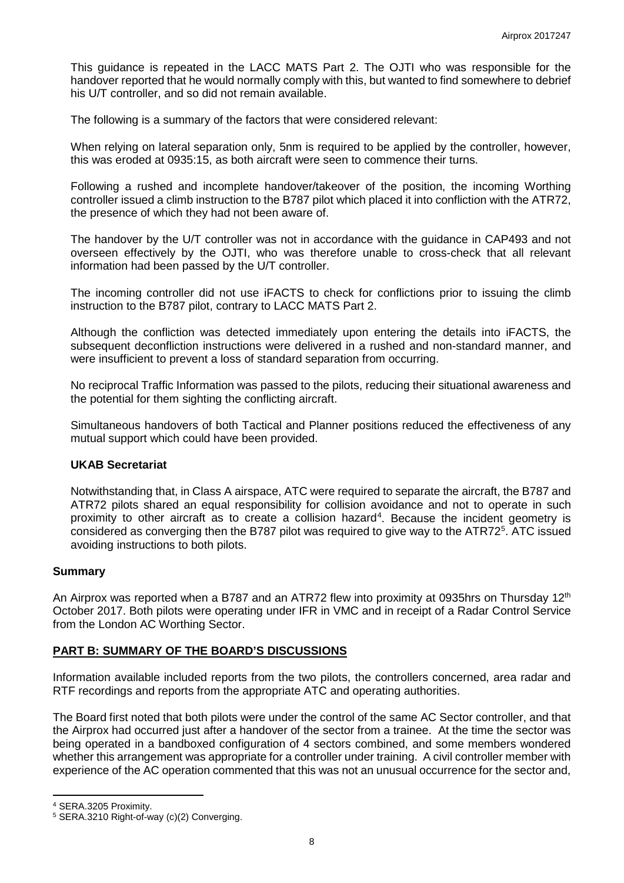This guidance is repeated in the LACC MATS Part 2. The OJTI who was responsible for the handover reported that he would normally comply with this, but wanted to find somewhere to debrief his U/T controller, and so did not remain available.

The following is a summary of the factors that were considered relevant:

When relying on lateral separation only, 5nm is required to be applied by the controller, however, this was eroded at 0935:15, as both aircraft were seen to commence their turns.

Following a rushed and incomplete handover/takeover of the position, the incoming Worthing controller issued a climb instruction to the B787 pilot which placed it into confliction with the ATR72, the presence of which they had not been aware of.

The handover by the U/T controller was not in accordance with the guidance in CAP493 and not overseen effectively by the OJTI, who was therefore unable to cross-check that all relevant information had been passed by the U/T controller.

The incoming controller did not use iFACTS to check for conflictions prior to issuing the climb instruction to the B787 pilot, contrary to LACC MATS Part 2.

Although the confliction was detected immediately upon entering the details into iFACTS, the subsequent deconfliction instructions were delivered in a rushed and non-standard manner, and were insufficient to prevent a loss of standard separation from occurring.

No reciprocal Traffic Information was passed to the pilots, reducing their situational awareness and the potential for them sighting the conflicting aircraft.

Simultaneous handovers of both Tactical and Planner positions reduced the effectiveness of any mutual support which could have been provided.

### UKAB Secretariat

Notwithstanding that, in Class A airspace, ATC were required to separate the aircraft, the B787 and ATR72 pilots shared an equal responsibility for collision avoidance and not to operate in such proximity to other aircraft as to create a collision hazard[4]. Because the incident geometry is considered as converging then the B787 pilot was required to give way to the ATR72[5]. ATC issued avoiding instructions to both pilots.

## Summary

An Airprox was reported when a B787 and an ATR72 flew into proximity at 0935hrs on Thursday 12th October 2017. Both pilots were operating under IFR in VMC and in receipt of a Radar Control Service from the London AC Worthing Sector.

## PART B: SUMMARY OF THE BOARD'S DISCUSSIONS

Information available included reports from the two pilots, the controllers concerned, area radar and RTF recordings and reports from the appropriate ATC and operating authorities.

The Board first noted that both pilots were under the control of the same AC Sector controller, and that the Airprox had occurred just after a handover of the sector from a trainee. At the time the sector was being operated in a bandboxed configuration of 4 sectors combined, and some members wondered whether this arrangement was appropriate for a controller under training. A civil controller member with experience of the AC operation commented that this was not an unusual occurrence for the sector and,

---

[4] SERA.3205 Proximity.

[5] SERA.3210 Right-of-way (c)(2) Converging.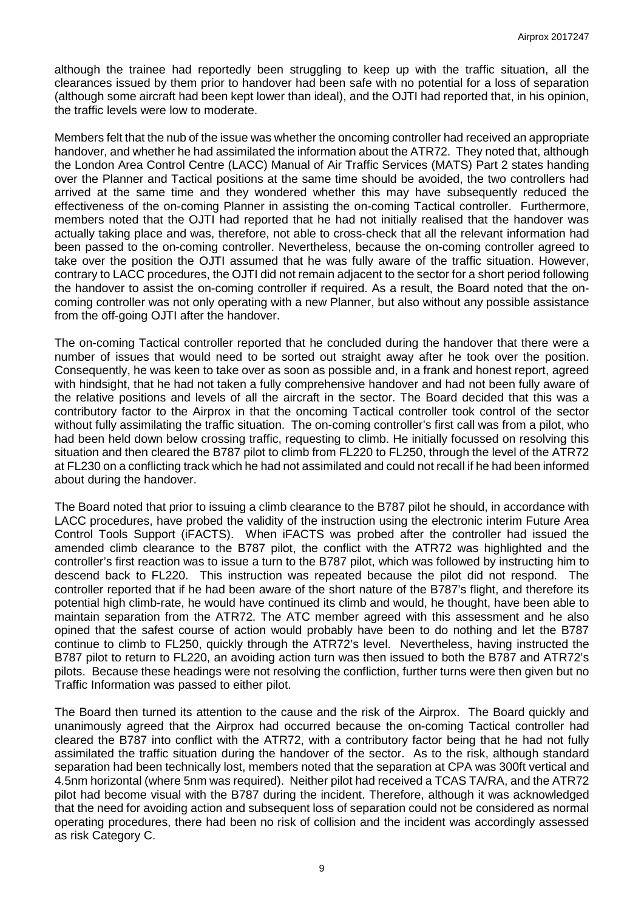although the trainee had reportedly been struggling to keep up with the traffic situation, all the clearances issued by them prior to handover had been safe with no potential for a loss of separation (although some aircraft had been kept lower than ideal), and the OJTI had reported that, in his opinion, the traffic levels were low to moderate.

Members felt that the nub of the issue was whether the oncoming controller had received an appropriate handover, and whether he had assimilated the information about the ATR72. They noted that, although the London Area Control Centre (LACC) Manual of Air Traffic Services (MATS) Part 2 states handing over the Planner and Tactical positions at the same time should be avoided, the two controllers had arrived at the same time and they wondered whether this may have subsequently reduced the effectiveness of the on-coming Planner in assisting the on-coming Tactical controller. Furthermore, members noted that the OJTI had reported that he had not initially realised that the handover was actually taking place and was, therefore, not able to cross-check that all the relevant information had been passed to the on-coming controller. Nevertheless, because the on-coming controller agreed to take over the position the OJTI assumed that he was fully aware of the traffic situation. However, contrary to LACC procedures, the OJTI did not remain adjacent to the sector for a short period following the handover to assist the on-coming controller if required. As a result, the Board noted that the on-coming controller was not only operating with a new Planner, but also without any possible assistance from the off-going OJTI after the handover.

The on-coming Tactical controller reported that he concluded during the handover that there were a number of issues that would need to be sorted out straight away after he took over the position. Consequently, he was keen to take over as soon as possible and, in a frank and honest report, agreed with hindsight, that he had not taken a fully comprehensive handover and had not been fully aware of the relative positions and levels of all the aircraft in the sector. The Board decided that this was a contributory factor to the Airprox in that the oncoming Tactical controller took control of the sector without fully assimilating the traffic situation. The on-coming controller's first call was from a pilot, who had been held down below crossing traffic, requesting to climb. He initially focussed on resolving this situation and then cleared the B787 pilot to climb from FL220 to FL250, through the level of the ATR72 at FL230 on a conflicting track which he had not assimilated and could not recall if he had been informed about during the handover.

The Board noted that prior to issuing a climb clearance to the B787 pilot he should, in accordance with LACC procedures, have probed the validity of the instruction using the electronic interim Future Area Control Tools Support (iFACTS). When iFACTS was probed after the controller had issued the amended climb clearance to the B787 pilot, the conflict with the ATR72 was highlighted and the controller's first reaction was to issue a turn to the B787 pilot, which was followed by instructing him to descend back to FL220. This instruction was repeated because the pilot did not respond. The controller reported that if he had been aware of the short nature of the B787's flight, and therefore its potential high climb-rate, he would have continued its climb and would, he thought, have been able to maintain separation from the ATR72. The ATC member agreed with this assessment and he also opined that the safest course of action would probably have been to do nothing and let the B787 continue to climb to FL250, quickly through the ATR72's level. Nevertheless, having instructed the B787 pilot to return to FL220, an avoiding action turn was then issued to both the B787 and ATR72's pilots. Because these headings were not resolving the confliction, further turns were then given but no Traffic Information was passed to either pilot.

The Board then turned its attention to the cause and the risk of the Airprox. The Board quickly and unanimously agreed that the Airprox had occurred because the on-coming Tactical controller had cleared the B787 into conflict with the ATR72, with a contributory factor being that he had not fully assimilated the traffic situation during the handover of the sector. As to the risk, although standard separation had been technically lost, members noted that the separation at CPA was 300ft vertical and 4.5nm horizontal (where 5nm was required). Neither pilot had received a TCAS TA/RA, and the ATR72 pilot had become visual with the B787 during the incident. Therefore, although it was acknowledged that the need for avoiding action and subsequent loss of separation could not be considered as normal operating procedures, there had been no risk of collision and the incident was accordingly assessed as risk Category C.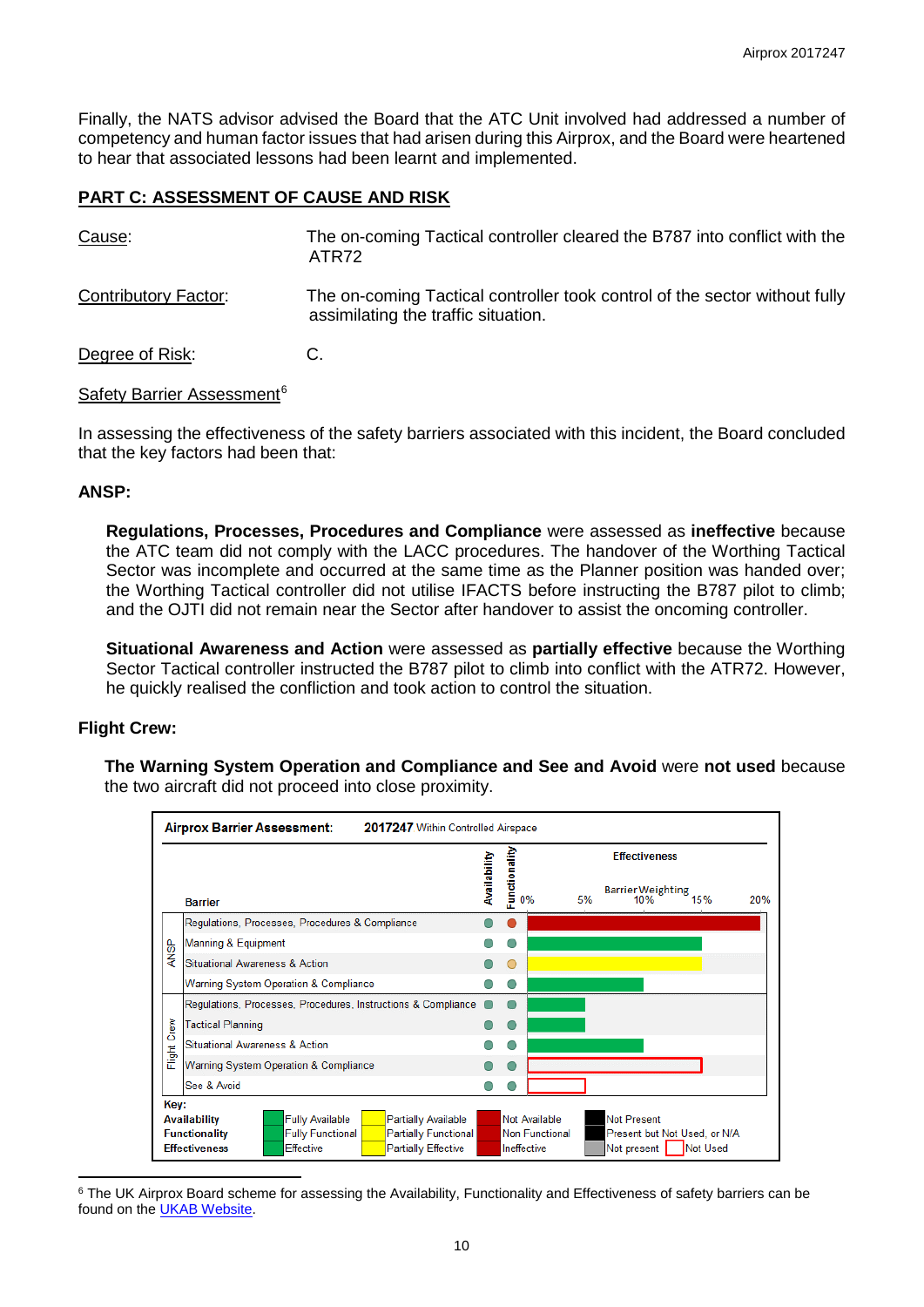Finally, the NATS advisor advised the Board that the ATC Unit involved had addressed a number of competency and human factor issues that had arisen during this Airprox, and the Board were heartened to hear that associated lessons had been learnt and implemented.

## PART C: ASSESSMENT OF CAUSE AND RISK

Cause: The on-coming Tactical controller cleared the B787 into conflict with the ATR72

Contributory Factor: The on-coming Tactical controller took control of the sector without fully assimilating the traffic situation.

Degree of Risk: C.

Safety Barrier Assessment[6]

In assessing the effectiveness of the safety barriers associated with this incident, the Board concluded that the key factors had been that:

**ANSP:**

**Regulations, Processes, Procedures and Compliance** were assessed as **ineffective** because the ATC team did not comply with the LACC procedures. The handover of the Worthing Tactical Sector was incomplete and occurred at the same time as the Planner position was handed over; the Worthing Tactical controller did not utilise IFACTS before instructing the B787 pilot to climb; and the OJTI did not remain near the Sector after handover to assist the oncoming controller.

**Situational Awareness and Action** were assessed as **partially effective** because the Worthing Sector Tactical controller instructed the B787 pilot to climb into conflict with the ATR72. However, he quickly realised the confliction and took action to control the situation.

**Flight Crew:**

**The Warning System Operation and Compliance and See and Avoid** were **not used** because the two aircraft did not proceed into close proximity.

**Airprox Barrier Assessment:** **2017247** Within Controlled Airspace

Barrier
Availability
Functionality
Effectiveness
Barrier Weighting
0% 5% 10% 15% 20%

ANSP
Regulations, Processes, Procedures & Compliance
Manning & Equipment
Situational Awareness & Action
Warning System Operation & Compliance

Flight Crew
Regulations, Processes, Procedures, Instructions & Compliance
Tactical Planning
Situational Awareness & Action
Warning System Operation & Compliance
See & Avoid

Key:
Availability: Fully Available, Partially Available, Not Available, Not Present
Functionality: Fully Functional, Partially Functional, Non Functional, Present but Not Used, or N/A
Effectiveness: Effective, Partially Effective, Ineffective, Not present, Not Used

[6] The UK Airprox Board scheme for assessing the Availability, Functionality and Effectiveness of safety barriers can be found on the UKAB Website.